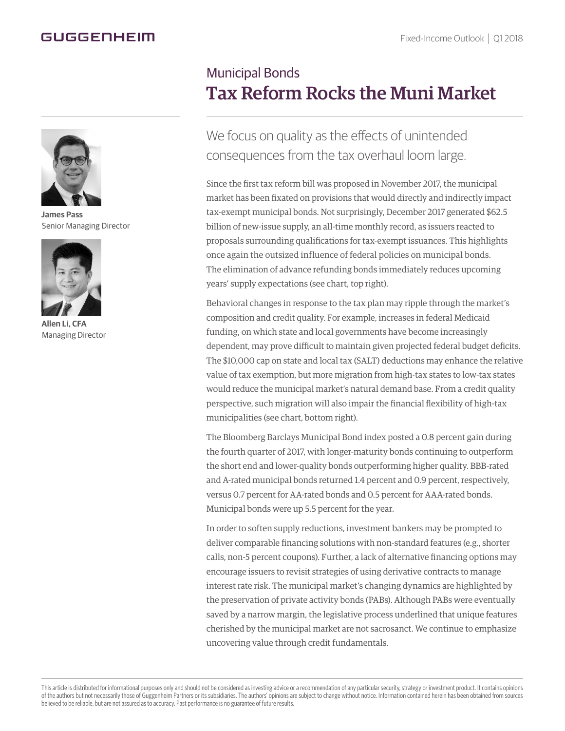# Municipal Bonds

## Tax Reform Rocks the Muni Market

**James Pass**
Senior Managing Director

**Allen Li, CFA**
Managing Director

We focus on quality as the effects of unintended consequences from the tax overhaul loom large.

Since the first tax reform bill was proposed in November 2017, the municipal market has been fixated on provisions that would directly and indirectly impact tax-exempt municipal bonds. Not surprisingly, December 2017 generated $62.5 billion of new-issue supply, an all-time monthly record, as issuers reacted to proposals surrounding qualifications for tax-exempt issuances. This highlights once again the outsized influence of federal policies on municipal bonds. The elimination of advance refunding bonds immediately reduces upcoming years' supply expectations (see chart, top right).

Behavioral changes in response to the tax plan may ripple through the market's composition and credit quality. For example, increases in federal Medicaid funding, on which state and local governments have become increasingly dependent, may prove difficult to maintain given projected federal budget deficits. The $10,000 cap on state and local tax (SALT) deductions may enhance the relative value of tax exemption, but more migration from high-tax states to low-tax states would reduce the municipal market's natural demand base. From a credit quality perspective, such migration will also impair the financial flexibility of high-tax municipalities (see chart, bottom right).

The Bloomberg Barclays Municipal Bond index posted a 0.8 percent gain during the fourth quarter of 2017, with longer-maturity bonds continuing to outperform the short end and lower-quality bonds outperforming higher quality. BBB-rated and A-rated municipal bonds returned 1.4 percent and 0.9 percent, respectively, versus 0.7 percent for AA-rated bonds and 0.5 percent for AAA-rated bonds. Municipal bonds were up 5.5 percent for the year.

In order to soften supply reductions, investment bankers may be prompted to deliver comparable financing solutions with non-standard features (e.g., shorter calls, non-5 percent coupons). Further, a lack of alternative financing options may encourage issuers to revisit strategies of using derivative contracts to manage interest rate risk. The municipal market's changing dynamics are highlighted by the preservation of private activity bonds (PABs). Although PABs were eventually saved by a narrow margin, the legislative process underlined that unique features cherished by the municipal market are not sacrosanct. We continue to emphasize uncovering value through credit fundamentals.

This article is distributed for informational purposes only and should not be considered as investing advice or a recommendation of any particular security, strategy or investment product. It contains opinions of the authors but not necessarily those of Guggenheim Partners or its subsidiaries. The authors' opinions are subject to change without notice. Information contained herein has been obtained from sources believed to be reliable, but are not assured as to accuracy. Past performance is no guarantee of future results.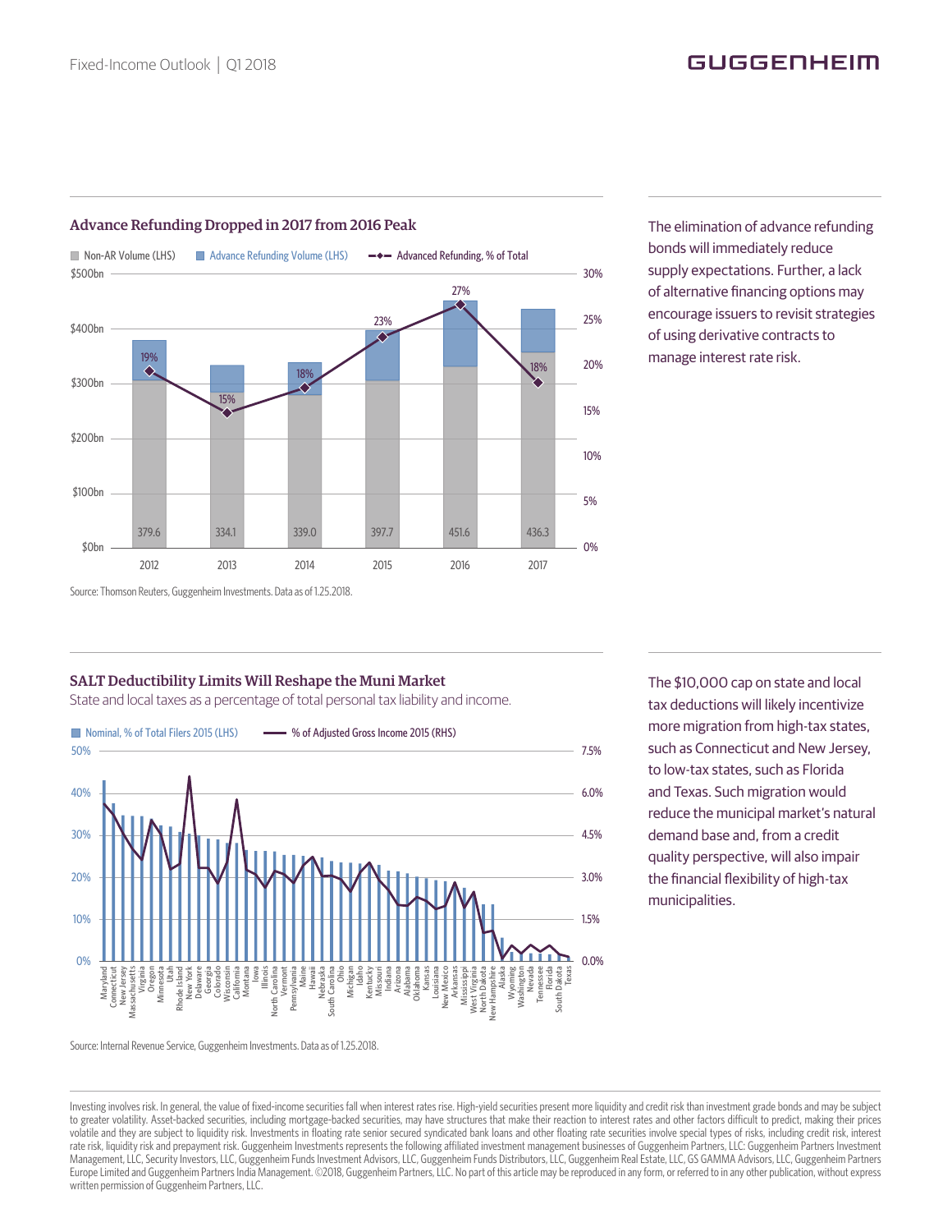## Advance Refunding Dropped in 2017 from 2016 Peak

Non-AR Volume (LHS)
Advance Refunding Volume (LHS)
Advanced Refunding, % of Total

$500bn
$400bn
$300bn
$200bn
$100bn
$0bn

30%
25%
20%
15%
10%
5%
0%

19%
15%
18%
23%
27%
18%

379.6
334.1
339.0
397.7
451.6
436.3

2012
2013
2014
2015
2016
2017

Source: Thomson Reuters, Guggenheim Investments. Data as of 1.25.2018.

The elimination of advance refunding bonds will immediately reduce supply expectations. Further, a lack of alternative financing options may encourage issuers to revisit strategies of using derivative contracts to manage interest rate risk.

## SALT Deductibility Limits Will Reshape the Muni Market

State and local taxes as a percentage of total personal tax liability and income.

Nominal, % of Total Filers 2015 (LHS)
% of Adjusted Gross Income 2015 (RHS)

50%
40%
30%
20%
10%
0%

7.5%
6.0%
4.5%
3.0%
1.5%
0.0%

Maryland
Connecticut
New Jersey
Massachusetts
Virginia
Oregon
Minnesota
Utah
Rhode Island
New York
Delaware
Georgia
Colorado
Wisconsin
California
Montana
Iowa
Illinois
North Carolina
Vermont
Pennsylvania
Maine
Hawaii
Nebraska
South Carolina
Ohio
Michigan
Idaho
Kentucky
Missouri
Indiana
Arizona
Alabama
Oklahoma
Kansas
Louisiana
New Mexico
Arkansas
Mississippi
West Virginia
North Dakota
New Hampshire
Alaska
Wyoming
Washington
Nevada
Tennessee
Florida
South Dakota
Texas

Source: Internal Revenue Service, Guggenheim Investments. Data as of 1.25.2018.

The $10,000 cap on state and local tax deductions will likely incentivize more migration from high-tax states, such as Connecticut and New Jersey, to low-tax states, such as Florida and Texas. Such migration would reduce the municipal market's natural demand base and, from a credit quality perspective, will also impair the financial flexibility of high-tax municipalities.

Investing involves risk. In general, the value of fixed-income securities fall when interest rates rise. High-yield securities present more liquidity and credit risk than investment grade bonds and may be subject to greater volatility. Asset-backed securities, including mortgage-backed securities, may have structures that make their reaction to interest rates and other factors difficult to predict, making their prices volatile and they are subject to liquidity risk. Investments in floating rate senior secured syndicated bank loans and other floating rate securities involve special types of risks, including credit risk, interest rate risk, liquidity risk and prepayment risk. Guggenheim Investments represents the following affiliated investment management businesses of Guggenheim Partners, LLC: Guggenheim Partners Investment Management, LLC, Security Investors, LLC, Guggenheim Funds Investment Advisors, LLC, Guggenheim Funds Distributors, LLC, Guggenheim Real Estate, LLC, GS GAMMA Advisors, LLC, Guggenheim Partners Europe Limited and Guggenheim Partners India Management. ©2018, Guggenheim Partners, LLC. No part of this article may be reproduced in any form, or referred to in any other publication, without express written permission of Guggenheim Partners, LLC.